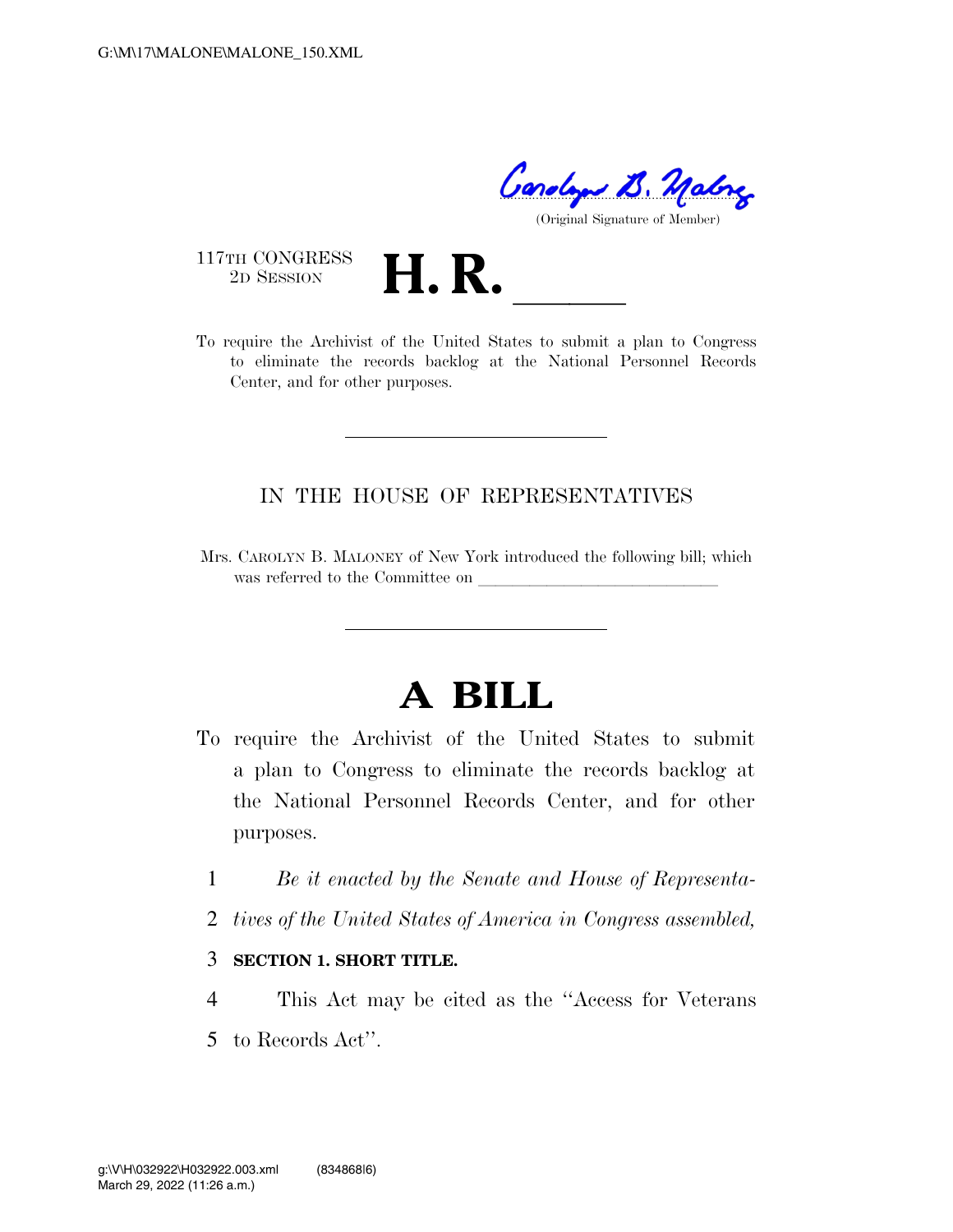G:\M\17\MALONE\MALONE_150.XML

(Original Signature of Member)

117TH CONGRESS
2D SESSION

# H. R. \_\_\_\_\_

To require the Archivist of the United States to submit a plan to Congress to eliminate the records backlog at the National Personnel Records Center, and for other purposes.

IN THE HOUSE OF REPRESENTATIVES

Mrs. CAROLYN B. MALONEY of New York introduced the following bill; which was referred to the Committee on \_\_\_\_\_\_\_\_\_\_\_\_\_\_\_\_\_\_\_\_\_\_\_\_\_\_\_\_\_\_

# A BILL

To require the Archivist of the United States to submit a plan to Congress to eliminate the records backlog at the National Personnel Records Center, and for other purposes.

1 *Be it enacted by the Senate and House of Representa-*
2 *tives of the United States of America in Congress assembled,*

3 **SECTION 1. SHORT TITLE.**

4 This Act may be cited as the ''Access for Veterans
5 to Records Act''.

g:\V\H\032922\H032922.003.xml (834868|6)
March 29, 2022 (11:26 a.m.)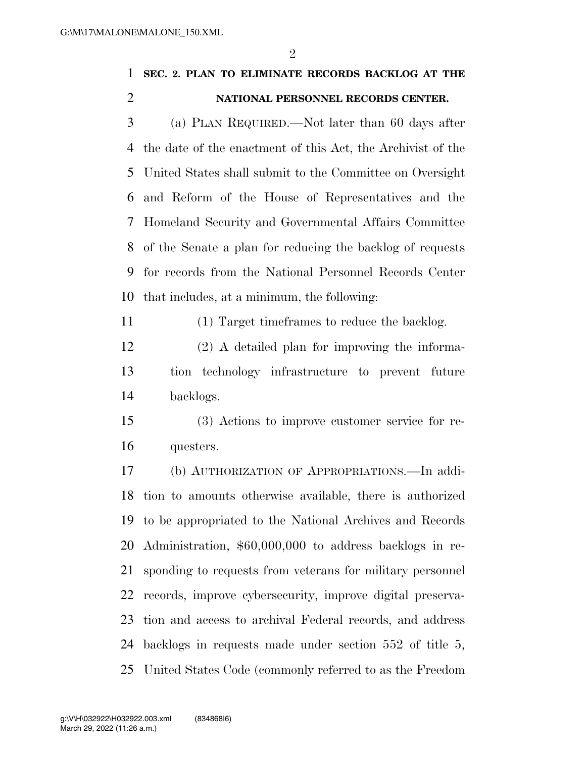**SEC. 2. PLAN TO ELIMINATE RECORDS BACKLOG AT THE NATIONAL PERSONNEL RECORDS CENTER.**

(a) PLAN REQUIRED.—Not later than 60 days after the date of the enactment of this Act, the Archivist of the United States shall submit to the Committee on Oversight and Reform of the House of Representatives and the Homeland Security and Governmental Affairs Committee of the Senate a plan for reducing the backlog of requests for records from the National Personnel Records Center that includes, at a minimum, the following:

(1) Target timeframes to reduce the backlog.

(2) A detailed plan for improving the information technology infrastructure to prevent future backlogs.

(3) Actions to improve customer service for requesters.

(b) AUTHORIZATION OF APPROPRIATIONS.—In addition to amounts otherwise available, there is authorized to be appropriated to the National Archives and Records Administration, $60,000,000 to address backlogs in responding to requests from veterans for military personnel records, improve cybersecurity, improve digital preservation and access to archival Federal records, and address backlogs in requests made under section 552 of title 5, United States Code (commonly referred to as the Freedom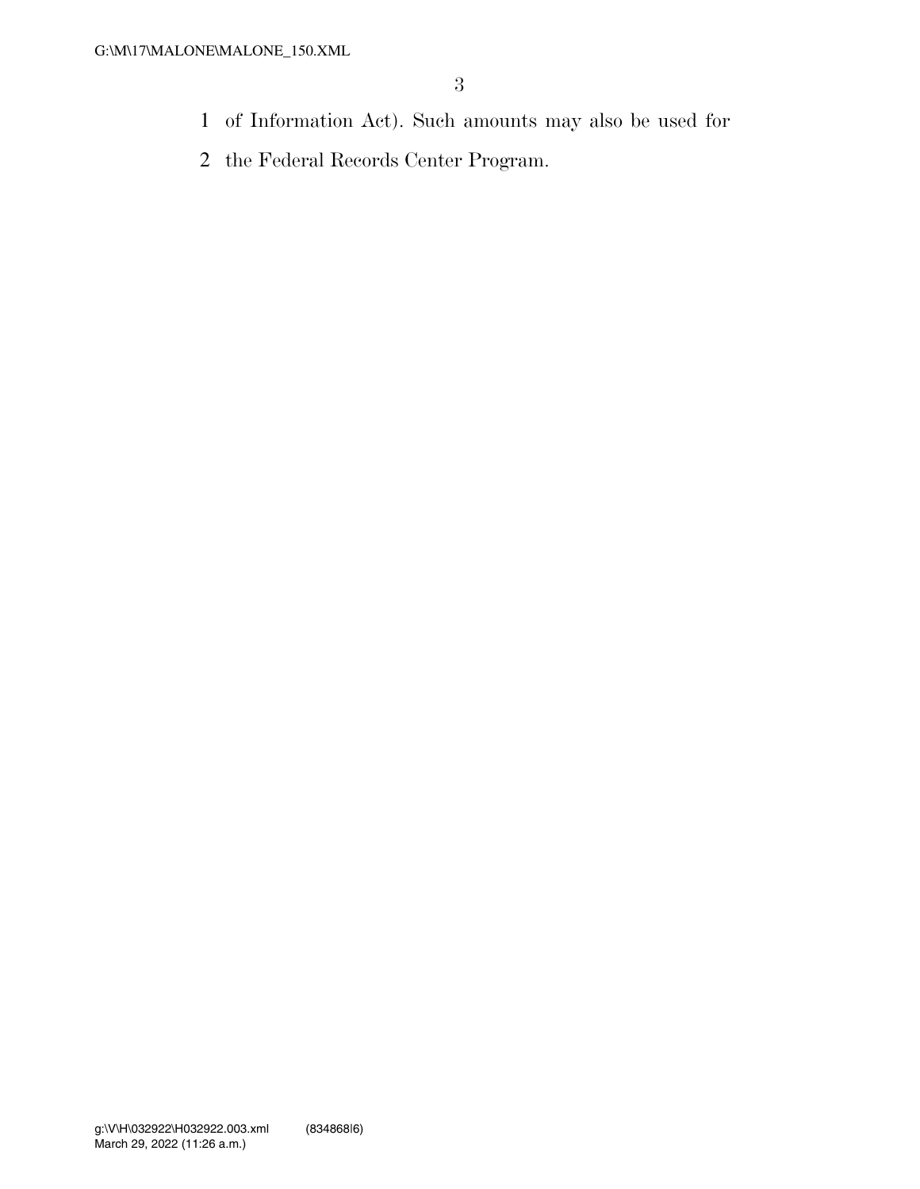of Information Act). Such amounts may also be used for the Federal Records Center Program.